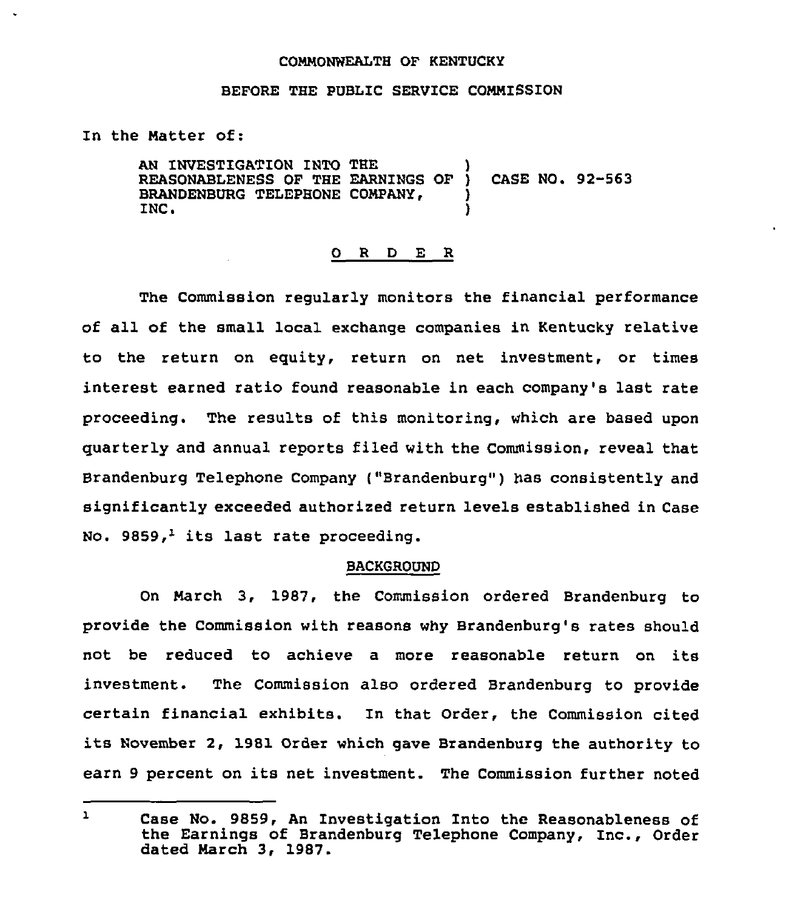COMMONWEALTH OF KENTUCKY

BEFORE THE PUBLIC SERVICE COMMISSION

In the Matter of:

AN INVESTIGATION INTO THE REASONABLENESS OF THE EARNINGS OF BRANDENBURG TELEPHONE COMPANY, INC. ) CASE NO. 92-563

## O R D E R

The Commission regularly monitors the financial performance of all of the small local exchange companies in Kentucky relative to the return on equity, return on net investment, or times interest earned ratio found reasonable in each company's last rate proceeding. The results of this monitoring, which are based upon quarterly and annual reports filed with the Commission, reveal that Brandenburg Telephone Company ("Brandenburg") has consistently and significantly exceeded authorized return levels established in Case No. 9859,[1] its last rate proceeding.

### BACKGROUND

On March 3, 1987, the Commission ordered Brandenburg to provide the Commission with reasons why Brandenburg's rates should not be reduced to achieve a more reasonable return on its investment. The Commission also ordered Brandenburg to provide certain financial exhibits. In that Order, the Commission cited its November 2, 1981 Order which gave Brandenburg the authority to earn 9 percent on its net investment. The Commission further noted

---

[1] Case No. 9859, An Investigation Into the Reasonableness of the Earnings of Brandenburg Telephone Company, Inc., Order dated March 3, 1987.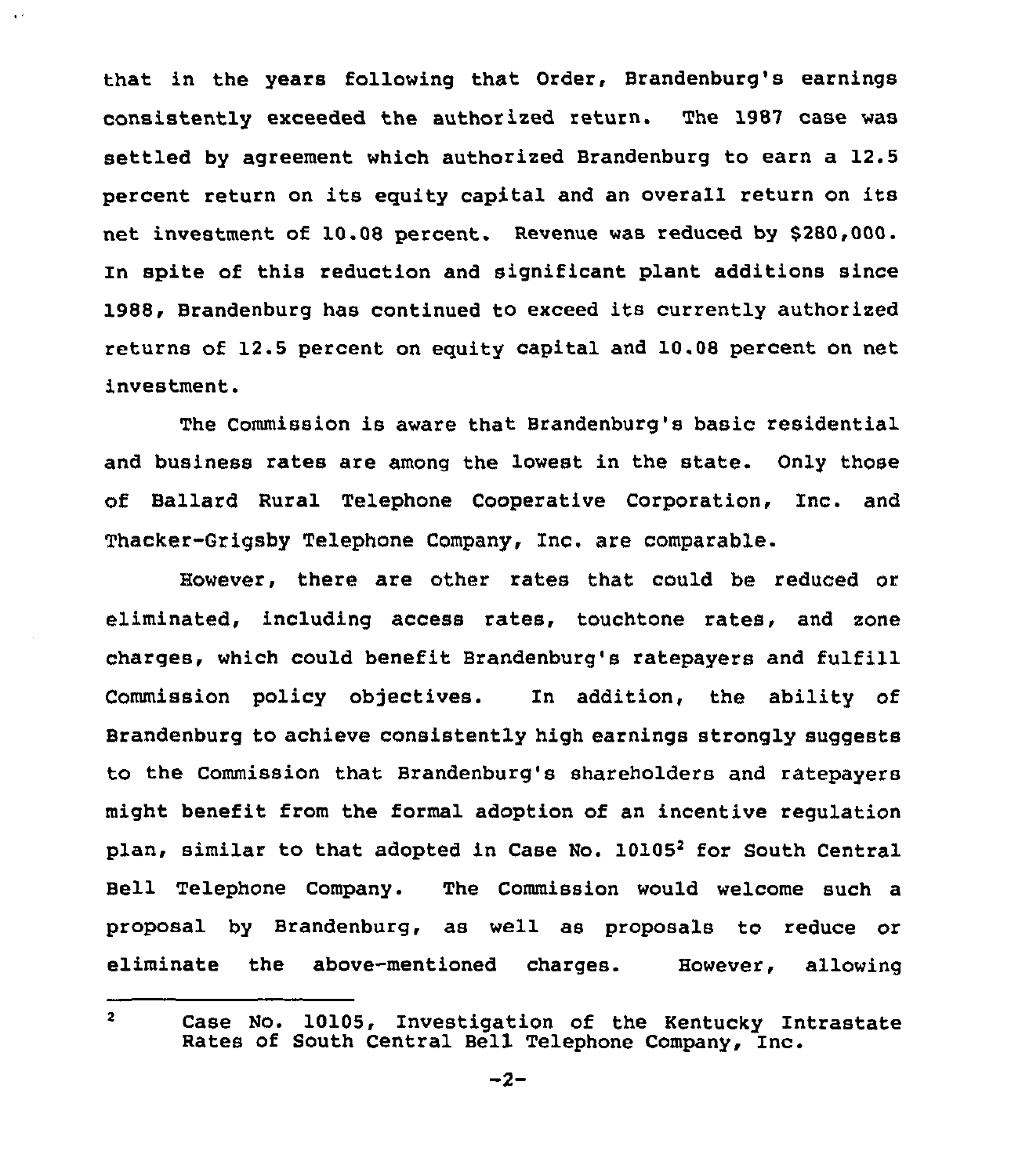that in the years following that Order, Brandenburg's earnings consistently exceeded the authorized return. The 1987 case was settled by agreement which authorized Brandenburg to earn a 12.5 percent return on its equity capital and an overall return on its net investment of 10.08 percent. Revenue was reduced by $280,000. In spite of this reduction and significant plant additions since 1988, Brandenburg has continued to exceed its currently authorized returns of 12.5 percent on equity capital and 10.08 percent on net investment.

The Commission is aware that Brandenburg's basic residential and business rates are among the lowest in the state. Only those of Ballard Rural Telephone Cooperative Corporation, Inc. and Thacker-Grigsby Telephone Company, Inc. are comparable.

However, there are other rates that could be reduced or eliminated, including access rates, touchtone rates, and zone charges, which could benefit Brandenburg's ratepayers and fulfill Commission policy objectives. In addition, the ability of Brandenburg to achieve consistently high earnings strongly suggests to the Commission that Brandenburg's shareholders and ratepayers might benefit from the formal adoption of an incentive regulation plan, similar to that adopted in Case No. 10105[2] for South Central Bell Telephone Company. The Commission would welcome such a proposal by Brandenburg, as well as proposals to reduce or eliminate the above-mentioned charges. However, allowing

[2] Case No. 10105, Investigation of the Kentucky Intrastate Rates of South Central Bell Telephone Company, Inc.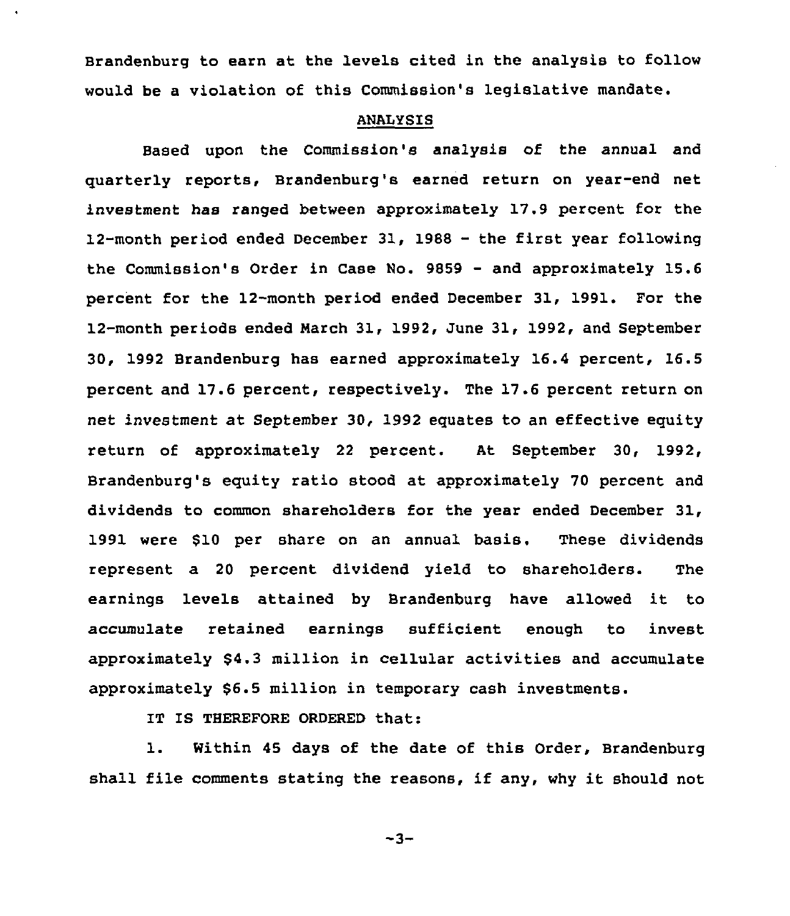Brandenburg to earn at the levels cited in the analysis to follow would be a violation of this Commission's legislative mandate.

## ANALYSIS

Based upon the Commission's analysis of the annual and quarterly reports, Brandenburg's earned return on year-end net investment has ranged between approximately 17.9 percent for the 12-month period ended December 31, 1988 - the first year following the Commission's Order in Case No. 9859 - and approximately 15.6 percent for the 12-month period ended December 31, 1991. For the 12-month periods ended March 31, 1992, June 31, 1992, and September 30, 1992 Brandenburg has earned approximately 16.4 percent, 16.5 percent and 17.6 percent, respectively. The 17.6 percent return on net investment at September 30, 1992 equates to an effective equity return of approximately 22 percent. At September 30, 1992, Brandenburg's equity ratio stood at approximately 70 percent and dividends to common shareholders for the year ended December 31, 1991 were $10 per share on an annual basis. These dividends represent a 20 percent dividend yield to shareholders. The earnings levels attained by Brandenburg have allowed it to accumulate retained earnings sufficient enough to invest approximately $4.3 million in cellular activities and accumulate approximately $6.5 million in temporary cash investments.

IT IS THEREFORE ORDERED that:

1. Within 45 days of the date of this Order, Brandenburg shall file comments stating the reasons, if any, why it should not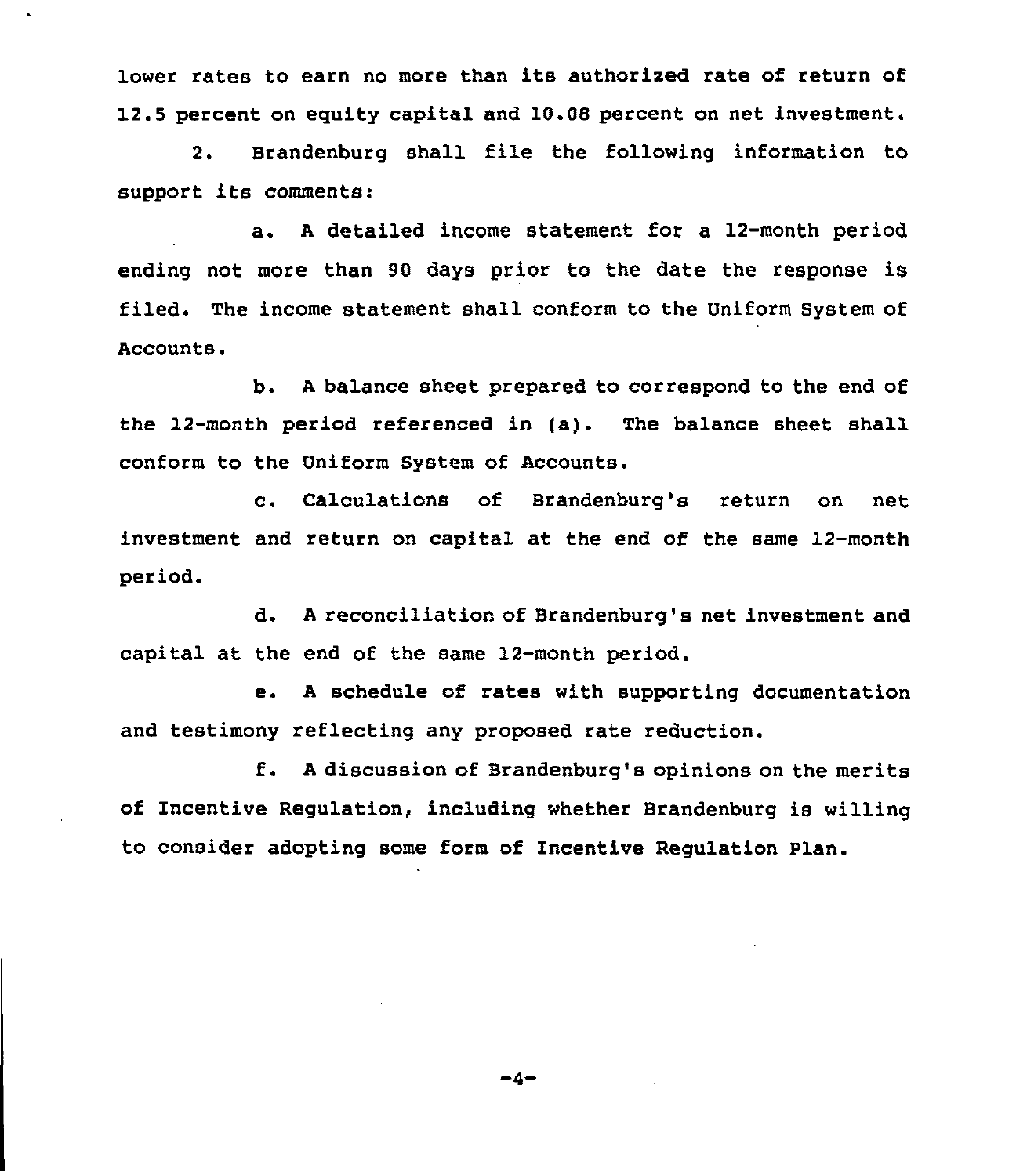lower rates to earn no more than its authorized rate of return of 12.5 percent on equity capital and 10.08 percent on net investment.

2. Brandenburg shall file the following information to support its comments:

a. A detailed income statement for a 12-month period ending not more than 90 days prior to the date the response is filed. The income statement shall conform to the Uniform System of Accounts.

b. A balance sheet prepared to correspond to the end of the 12-month period referenced in (a). The balance sheet shall conform to the Uniform System of Accounts.

c. Calculations of Brandenburg's return on net investment and return on capital at the end of the same 12-month period.

d. A reconciliation of Brandenburg's net investment and capital at the end of the same 12-month period.

e. A schedule of rates with supporting documentation and testimony reflecting any proposed rate reduction.

f. A discussion of Brandenburg's opinions on the merits of Incentive Regulation, including whether Brandenburg is willing to consider adopting some form of Incentive Regulation Plan.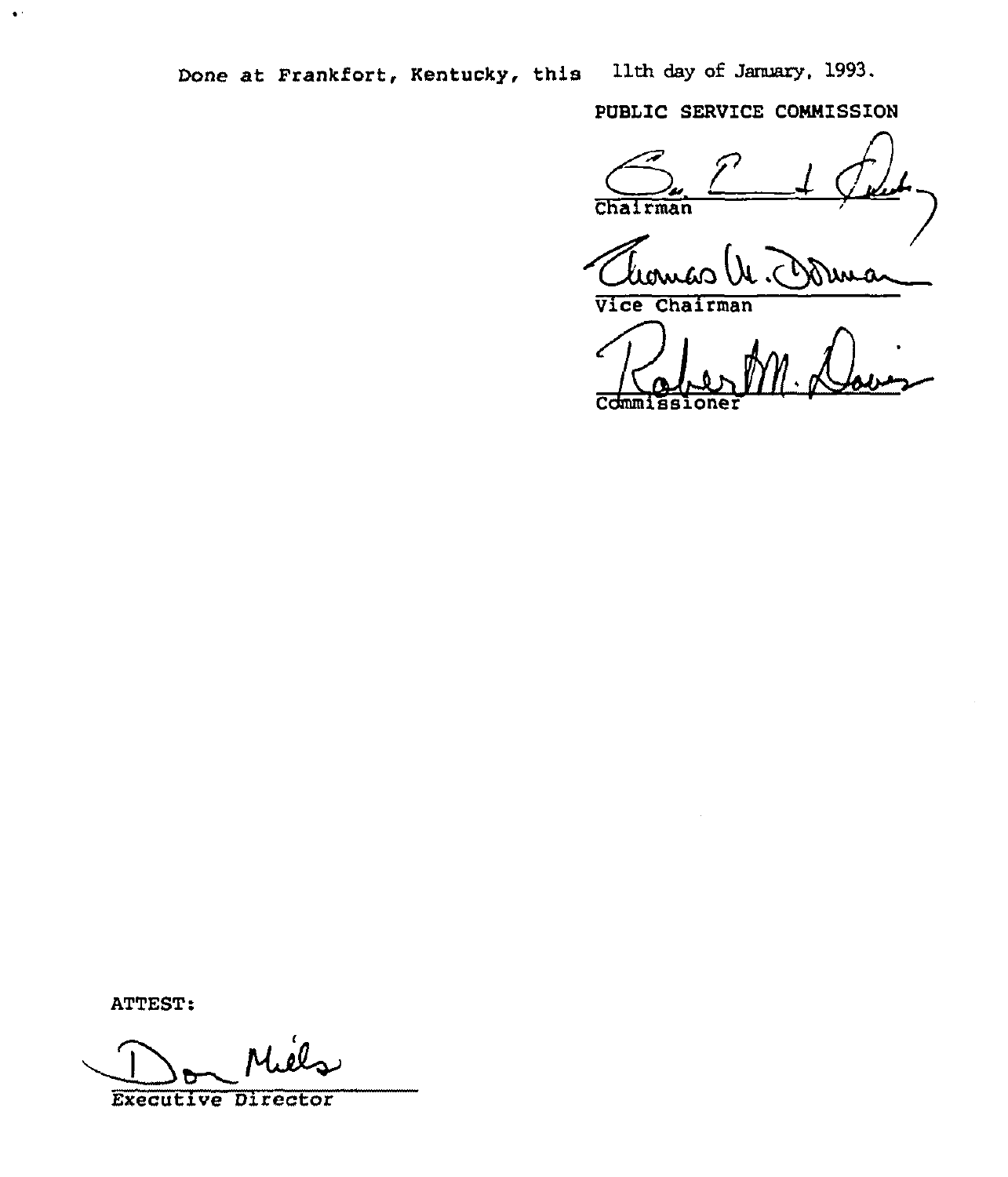Done at Frankfort, Kentucky, this 11th day of January, 1993.

PUBLIC SERVICE COMMISSION

Chairman

Vice Chairman

Commissioner

ATTEST:

Executive Director